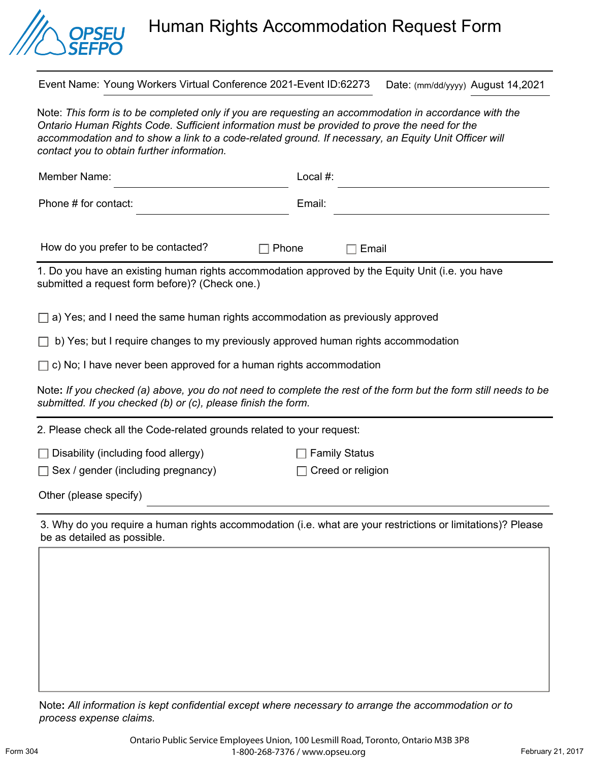# Human Rights Accommodation Request Form

Event Name: Young Workers Virtual Conference 2021-Event ID:62273 Date: (mm/dd/yyyy) August 14,2021

Note: *This form is to be completed only if you are requesting an accommodation in accordance with the Ontario Human Rights Code. Sufficient information must be provided to prove the need for the accommodation and to show a link to a code-related ground. If necessary, an Equity Unit Officer will contact you to obtain further information.*

Member Name: ______________________ Local #: ______________________

Phone # for contact: ______________________ Email: ______________________

How do you prefer to be contacted? ☐ Phone ☐ Email

1. Do you have an existing human rights accommodation approved by the Equity Unit (i.e. you have submitted a request form before)? (Check one.)

☐ a) Yes; and I need the same human rights accommodation as previously approved

☐ b) Yes; but I require changes to my previously approved human rights accommodation

☐ c) No; I have never been approved for a human rights accommodation

Note**:** *If you checked (a) above, you do not need to complete the rest of the form but the form still needs to be submitted. If you checked (b) or (c), please finish the form.*

2. Please check all the Code-related grounds related to your request:

☐ Disability (including food allergy)

☐ Sex / gender (including pregnancy)

☐ Family Status

☐ Creed or religion

Other (please specify) ______________________

3. Why do you require a human rights accommodation (i.e. what are your restrictions or limitations)? Please be as detailed as possible.

| |
|---|
| |

Note**:** *All information is kept confidential except where necessary to arrange the accommodation or to process expense claims.*

Ontario Public Service Employees Union, 100 Lesmill Road, Toronto, Ontario M3B 3P8
1-800-268-7376 / www.opseu.org

Form 304 February 21, 2017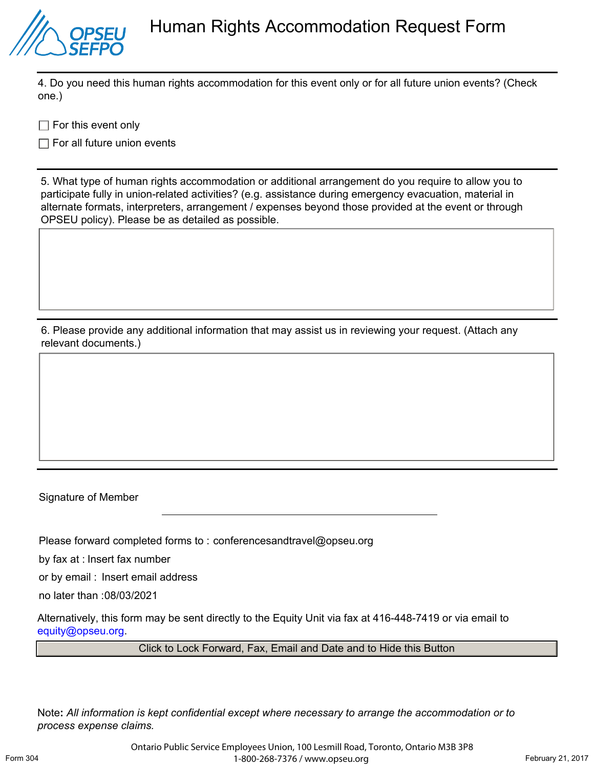# Human Rights Accommodation Request Form

4. Do you need this human rights accommodation for this event only or for all future union events? (Check one.)

- [ ] For this event only
- [ ] For all future union events

5. What type of human rights accommodation or additional arrangement do you require to allow you to participate fully in union-related activities? (e.g. assistance during emergency evacuation, material in alternate formats, interpreters, arrangement / expenses beyond those provided at the event or through OPSEU policy). Please be as detailed as possible.

6. Please provide any additional information that may assist us in reviewing your request. (Attach any relevant documents.)

Signature of Member ______________________________

Please forward completed forms to : conferencesandtravel@opseu.org

by fax at : Insert fax number

or by email : Insert email address

no later than :08/03/2021

Alternatively, this form may be sent directly to the Equity Unit via fax at 416-448-7419 or via email to equity@opseu.org.

Click to Lock Forward, Fax, Email and Date and to Hide this Button

Note**:** *All information is kept confidential except where necessary to arrange the accommodation or to process expense claims.*

Form 304

Ontario Public Service Employees Union, 100 Lesmill Road, Toronto, Ontario M3B 3P8
1-800-268-7376 / www.opseu.org

February 21, 2017